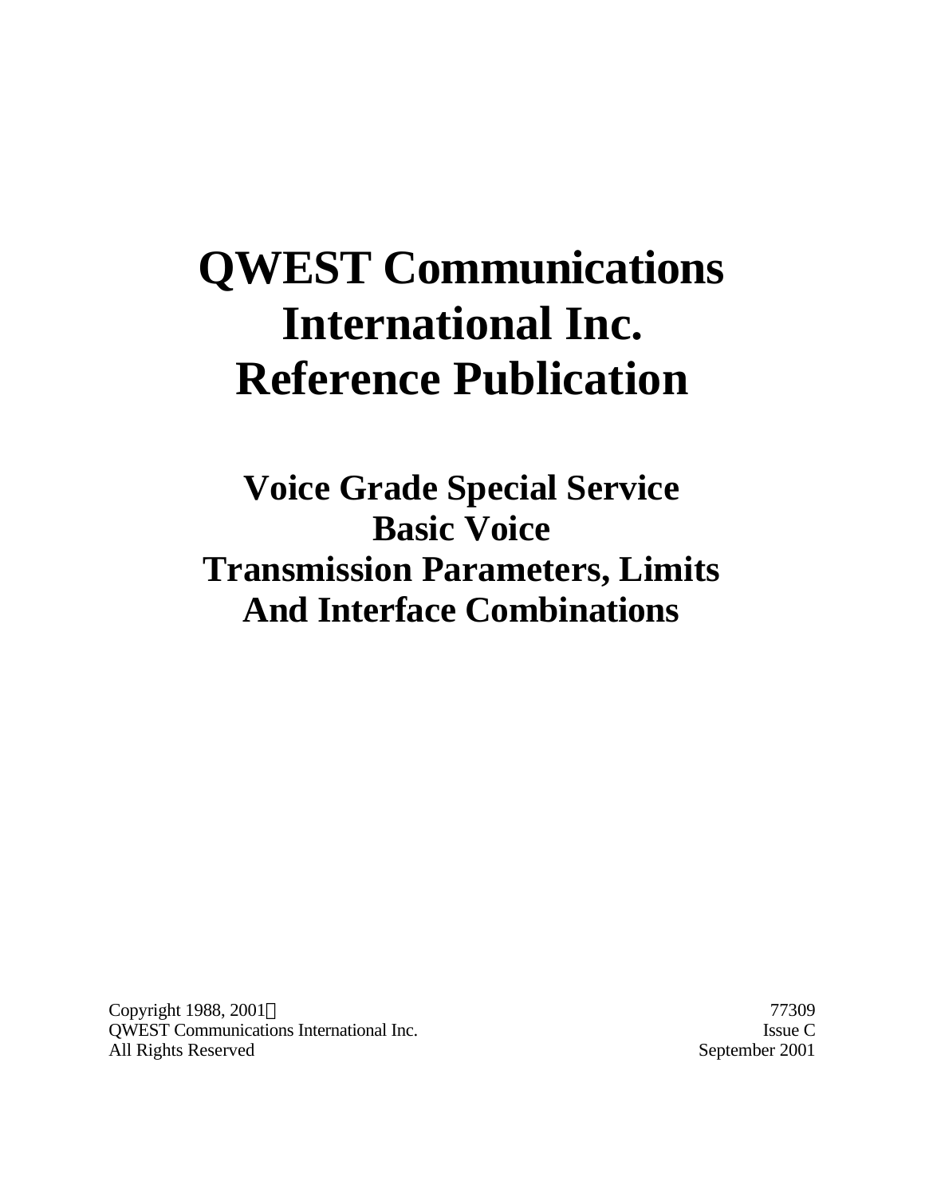# QWEST Communications International Inc. Reference Publication

## Voice Grade Special Service Basic Voice Transmission Parameters, Limits And Interface Combinations

Copyright 1988, 2001
QWEST Communications International Inc.
All Rights Reserved

77309
Issue C
September 2001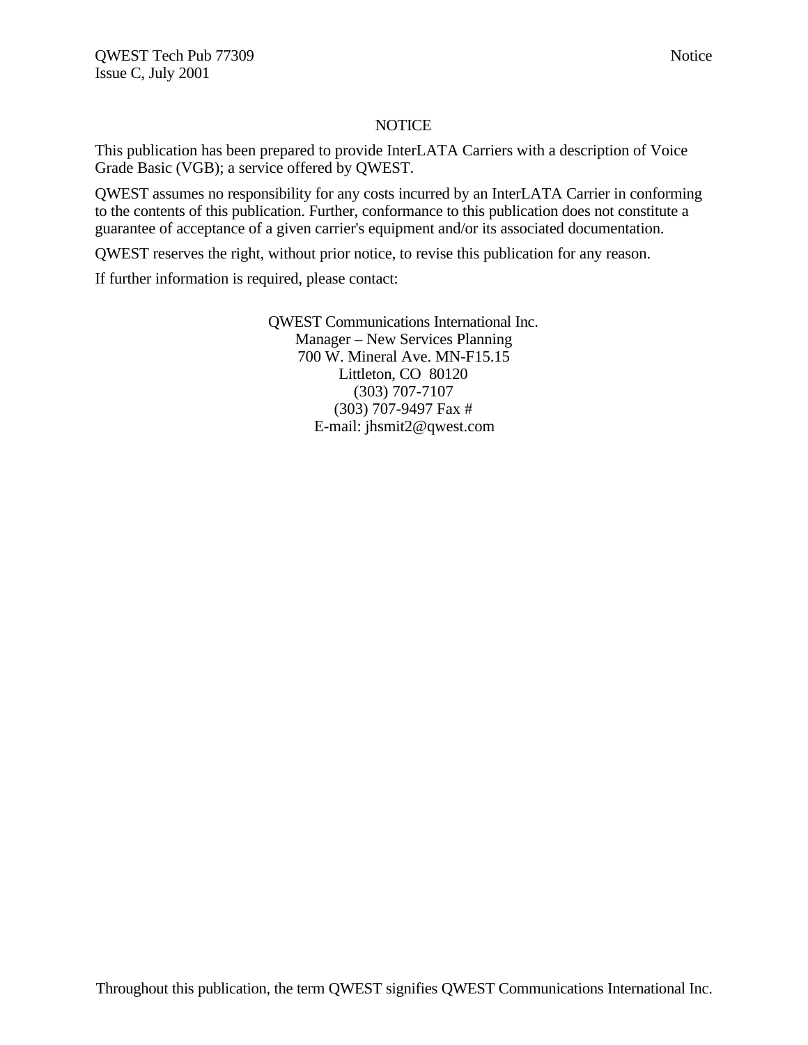# NOTICE

This publication has been prepared to provide InterLATA Carriers with a description of Voice Grade Basic (VGB); a service offered by QWEST.

QWEST assumes no responsibility for any costs incurred by an InterLATA Carrier in conforming to the contents of this publication. Further, conformance to this publication does not constitute a guarantee of acceptance of a given carrier's equipment and/or its associated documentation.

QWEST reserves the right, without prior notice, to revise this publication for any reason.

If further information is required, please contact:

QWEST Communications International Inc.
Manager – New Services Planning
700 W. Mineral Ave. MN-F15.15
Littleton, CO 80120
(303) 707-7107
(303) 707-9497 Fax #
E-mail: jhsmit2@qwest.com

Throughout this publication, the term QWEST signifies QWEST Communications International Inc.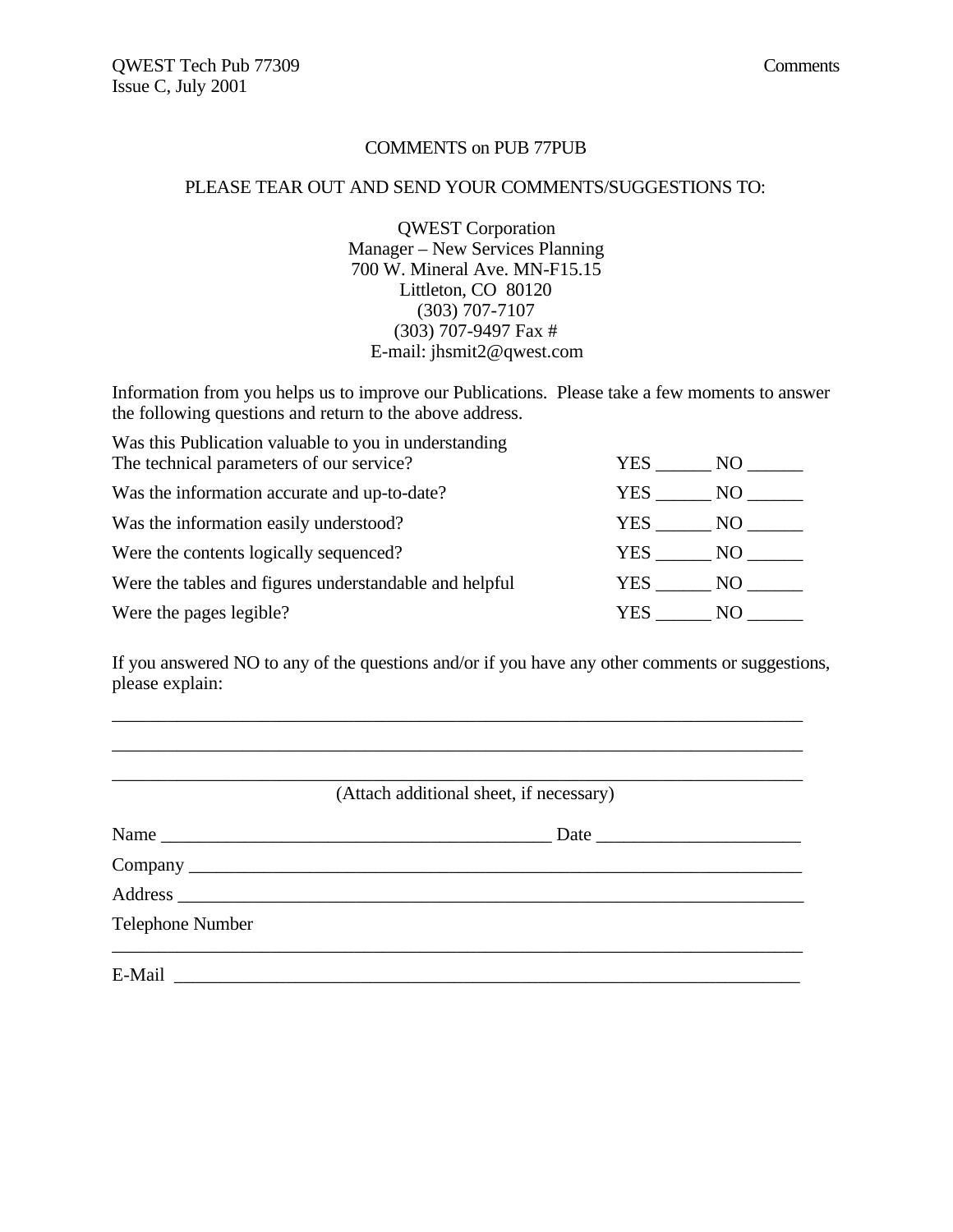# COMMENTS on PUB 77PUB

PLEASE TEAR OUT AND SEND YOUR COMMENTS/SUGGESTIONS TO:

QWEST Corporation
Manager – New Services Planning
700 W. Mineral Ave. MN-F15.15
Littleton, CO 80120
(303) 707-7107
(303) 707-9497 Fax #
E-mail: jhsmit2@qwest.com

Information from you helps us to improve our Publications. Please take a few moments to answer the following questions and return to the above address.

| | |
|---|---|
| Was this Publication valuable to you in understanding The technical parameters of our service? | YES ______ NO ______ |
| Was the information accurate and up-to-date? | YES ______ NO ______ |
| Was the information easily understood? | YES ______ NO ______ |
| Were the contents logically sequenced? | YES ______ NO ______ |
| Were the tables and figures understandable and helpful | YES ______ NO ______ |
| Were the pages legible? | YES ______ NO ______ |

If you answered NO to any of the questions and/or if you have any other comments or suggestions, please explain:

______________________________________________________________________________

______________________________________________________________________________

______________________________________________________________________________

(Attach additional sheet, if necessary)

Name ___________________________________________ Date ______________________

Company ____________________________________________________________________

Address _____________________________________________________________________

Telephone Number

______________________________________________________________________________

E-Mail _____________________________________________________________________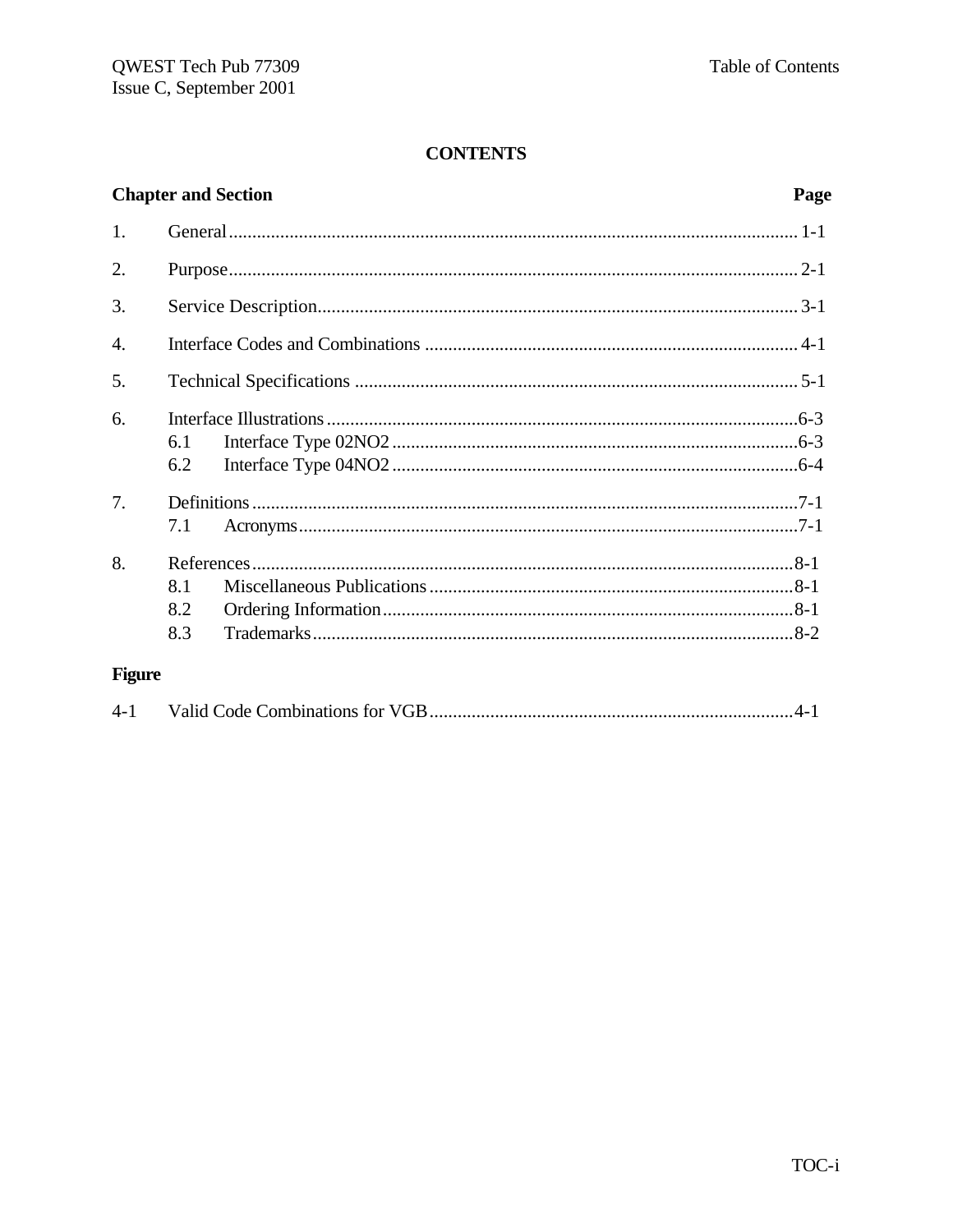## CONTENTS

| Chapter and Section | | Page |
|---|---|---|
| 1. | General | 1-1 |
| 2. | Purpose | 2-1 |
| 3. | Service Description | 3-1 |
| 4. | Interface Codes and Combinations | 4-1 |
| 5. | Technical Specifications | 5-1 |
| 6. | Interface Illustrations | 6-3 |
| | 6.1 Interface Type 02NO2 | 6-3 |
| | 6.2 Interface Type 04NO2 | 6-4 |
| 7. | Definitions | 7-1 |
| | 7.1 Acronyms | 7-1 |
| 8. | References | 8-1 |
| | 8.1 Miscellaneous Publications | 8-1 |
| | 8.2 Ordering Information | 8-1 |
| | 8.3 Trademarks | 8-2 |

**Figure**

| | | |
|---|---|---|
| 4-1 | Valid Code Combinations for VGB | 4-1 |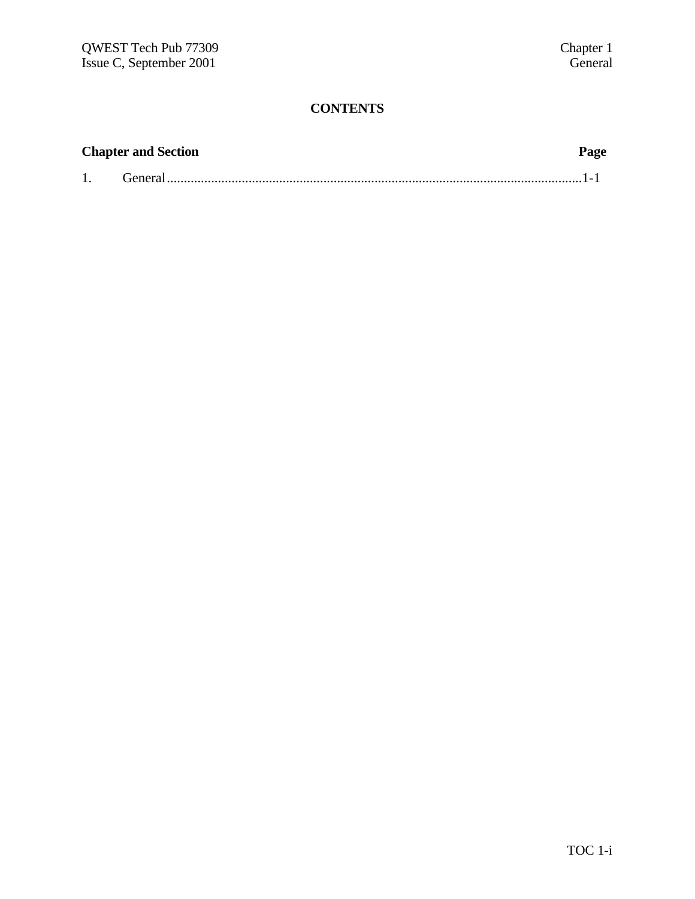# CONTENTS

| Chapter and Section | Page |
| --- | --- |
| 1. General | 1-1 |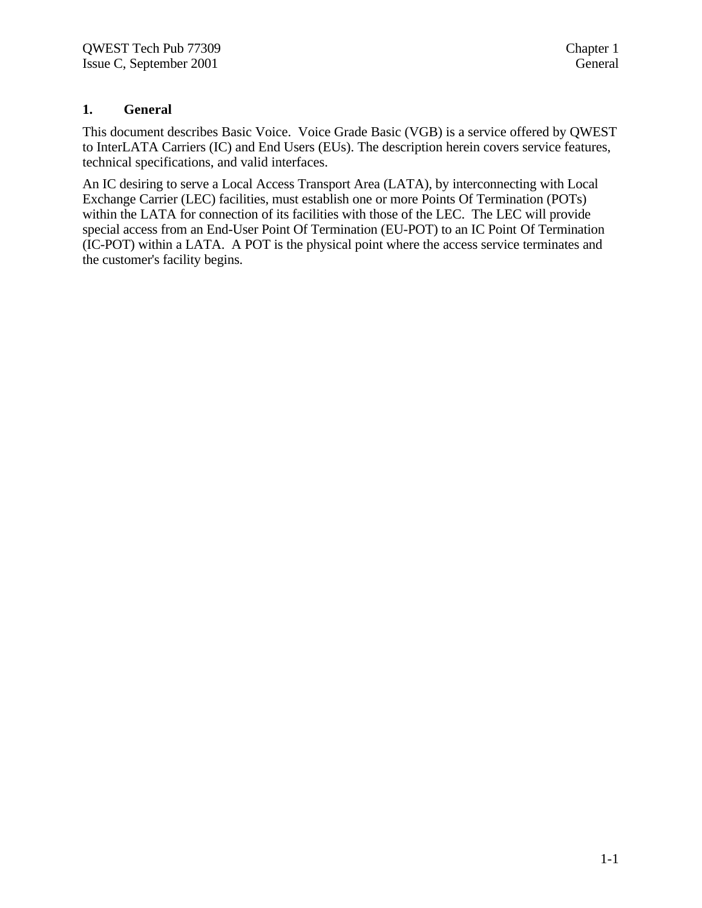# 1. General

This document describes Basic Voice. Voice Grade Basic (VGB) is a service offered by QWEST to InterLATA Carriers (IC) and End Users (EUs). The description herein covers service features, technical specifications, and valid interfaces.

An IC desiring to serve a Local Access Transport Area (LATA), by interconnecting with Local Exchange Carrier (LEC) facilities, must establish one or more Points Of Termination (POTs) within the LATA for connection of its facilities with those of the LEC. The LEC will provide special access from an End-User Point Of Termination (EU-POT) to an IC Point Of Termination (IC-POT) within a LATA. A POT is the physical point where the access service terminates and the customer's facility begins.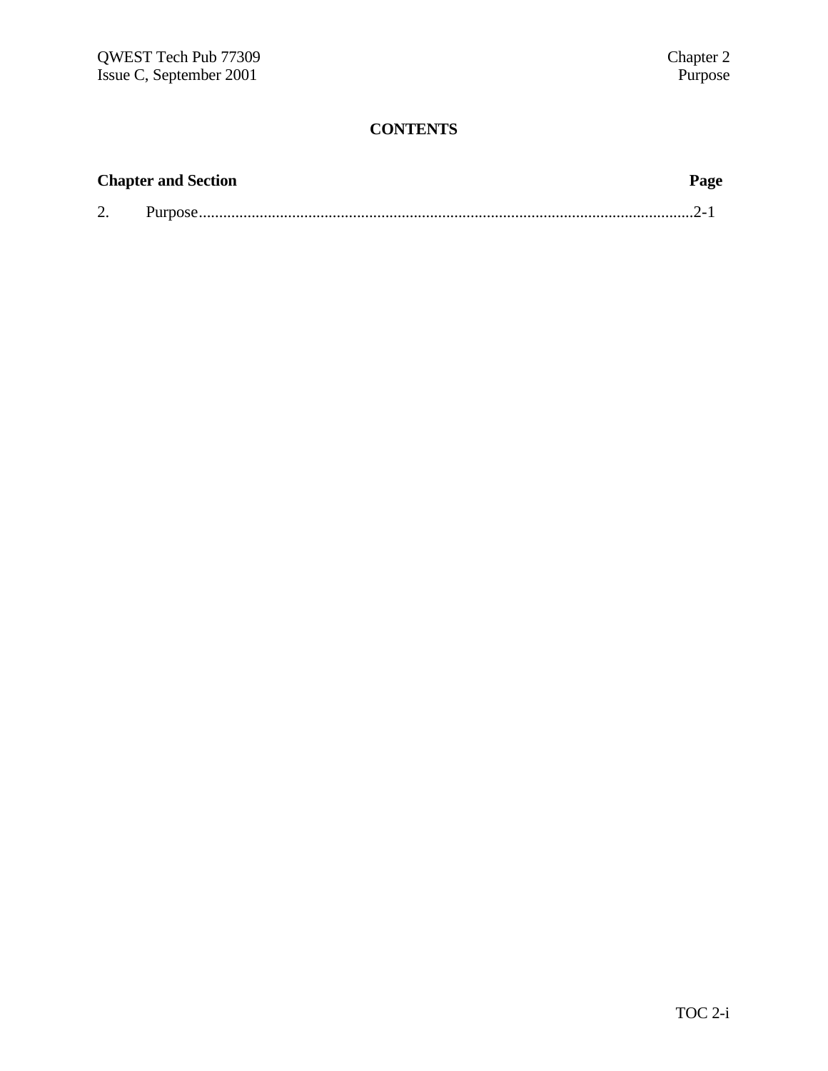# CONTENTS

| Chapter and Section | Page |
|---|---|
| 2. Purpose | 2-1 |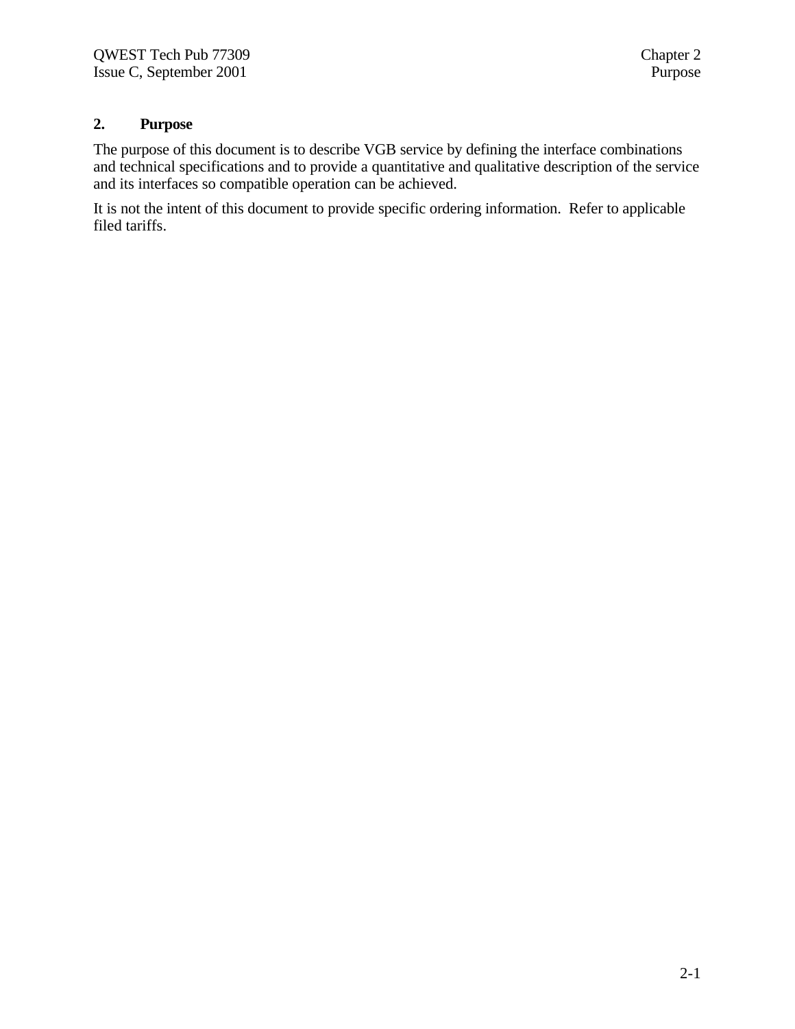## 2. Purpose

The purpose of this document is to describe VGB service by defining the interface combinations and technical specifications and to provide a quantitative and qualitative description of the service and its interfaces so compatible operation can be achieved.

It is not the intent of this document to provide specific ordering information. Refer to applicable filed tariffs.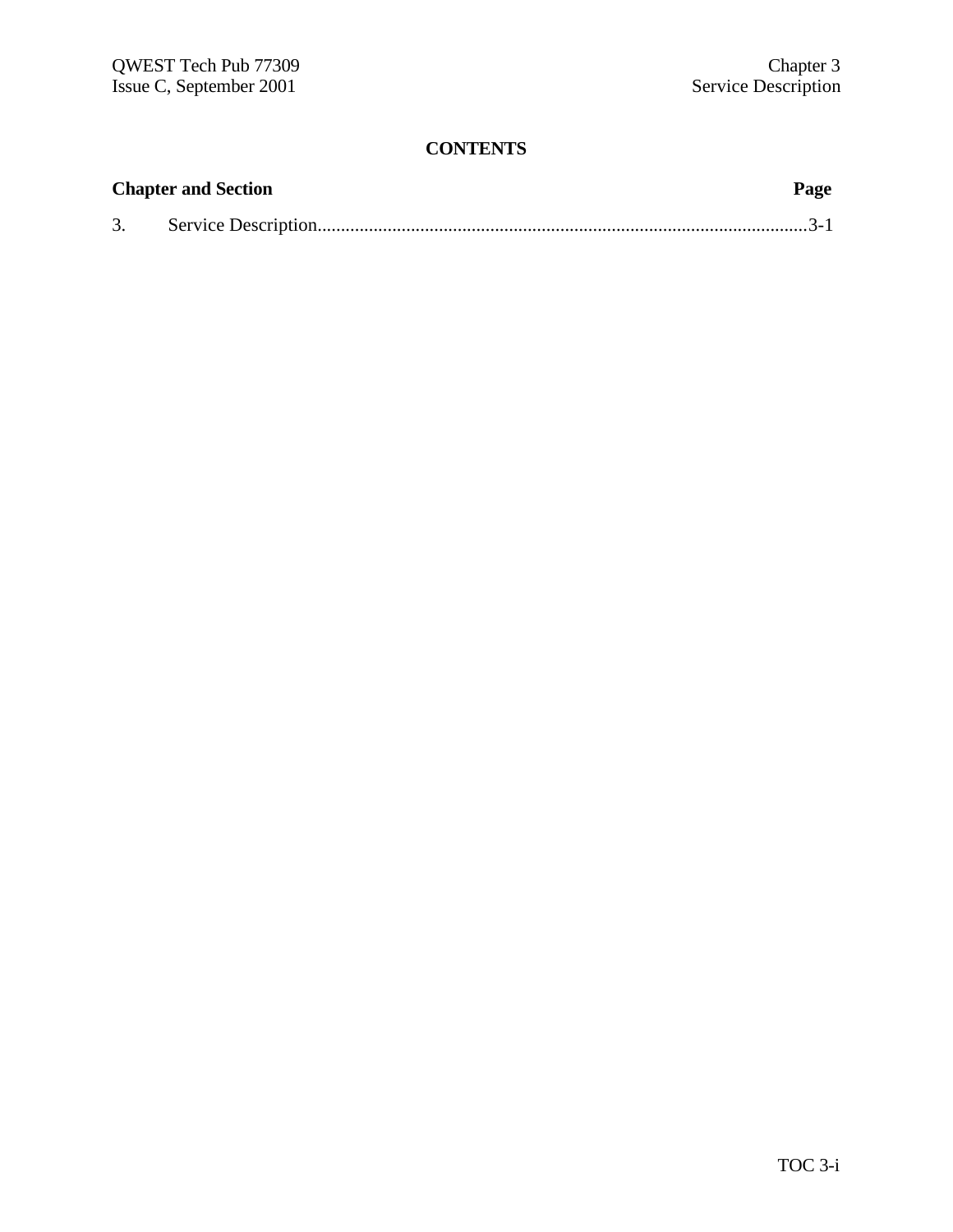**CONTENTS**

| Chapter and Section | Page |
|---|---|
| 3. Service Description | 3-1 |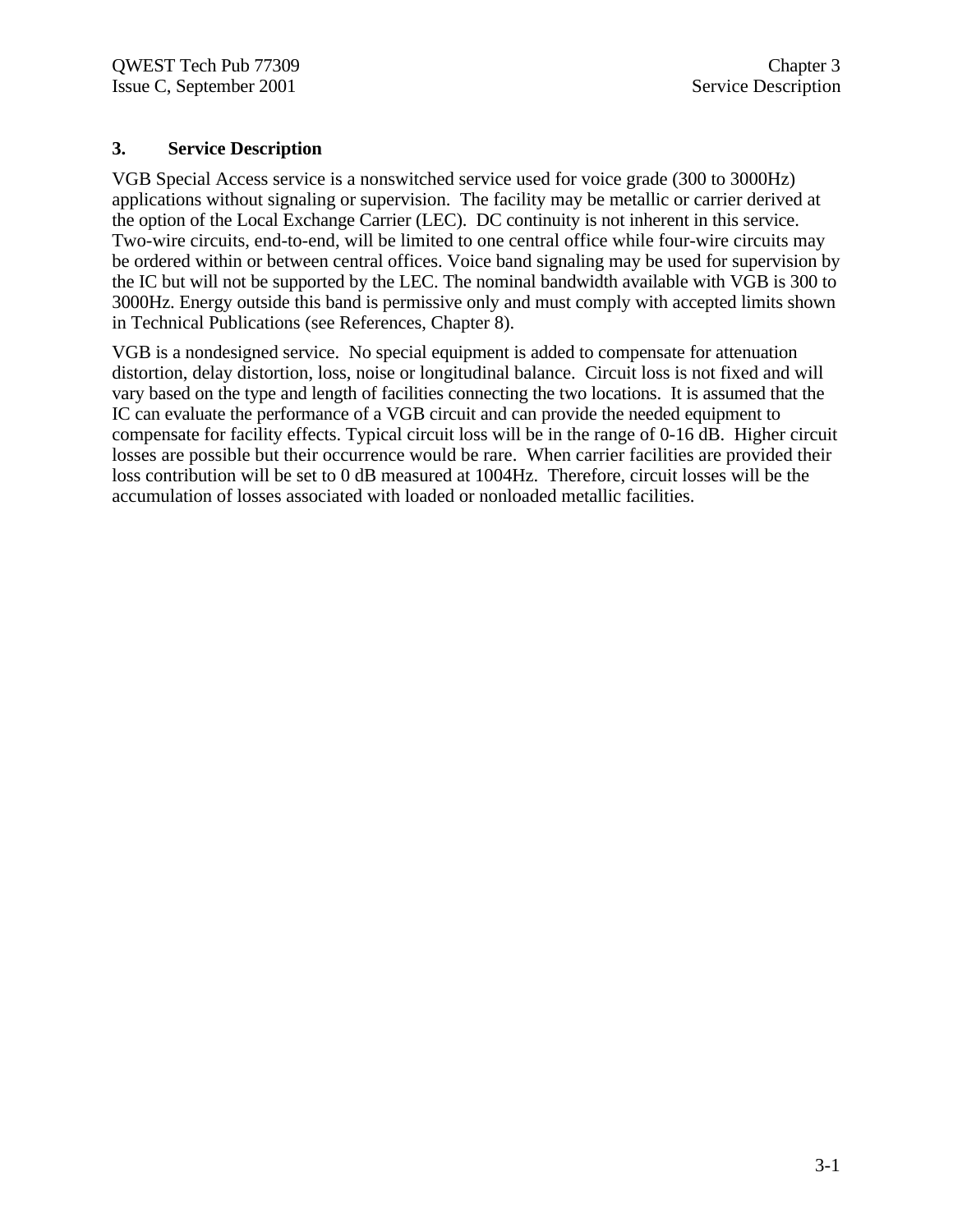# 3. Service Description

VGB Special Access service is a nonswitched service used for voice grade (300 to 3000Hz) applications without signaling or supervision. The facility may be metallic or carrier derived at the option of the Local Exchange Carrier (LEC). DC continuity is not inherent in this service. Two-wire circuits, end-to-end, will be limited to one central office while four-wire circuits may be ordered within or between central offices. Voice band signaling may be used for supervision by the IC but will not be supported by the LEC. The nominal bandwidth available with VGB is 300 to 3000Hz. Energy outside this band is permissive only and must comply with accepted limits shown in Technical Publications (see References, Chapter 8).

VGB is a nondesigned service. No special equipment is added to compensate for attenuation distortion, delay distortion, loss, noise or longitudinal balance. Circuit loss is not fixed and will vary based on the type and length of facilities connecting the two locations. It is assumed that the IC can evaluate the performance of a VGB circuit and can provide the needed equipment to compensate for facility effects. Typical circuit loss will be in the range of 0-16 dB. Higher circuit losses are possible but their occurrence would be rare. When carrier facilities are provided their loss contribution will be set to 0 dB measured at 1004Hz. Therefore, circuit losses will be the accumulation of losses associated with loaded or nonloaded metallic facilities.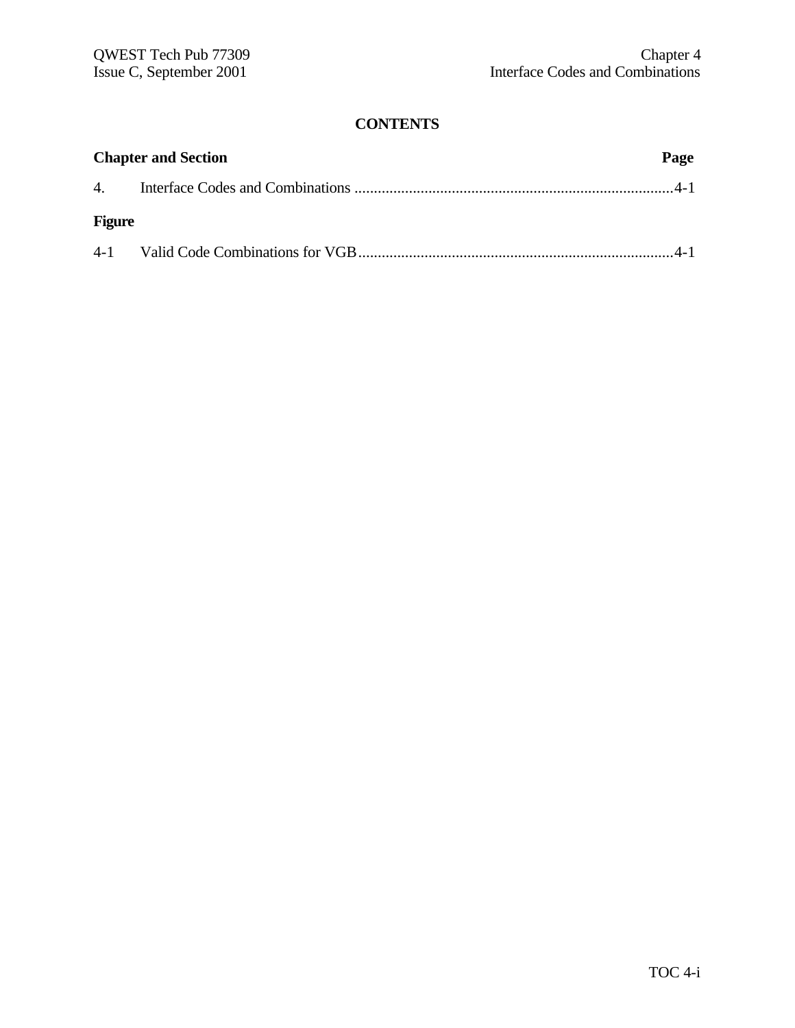# CONTENTS

**Chapter and Section** **Page**

4. Interface Codes and Combinations ..................................................................................4-1

**Figure**

4-1 Valid Code Combinations for VGB.................................................................................4-1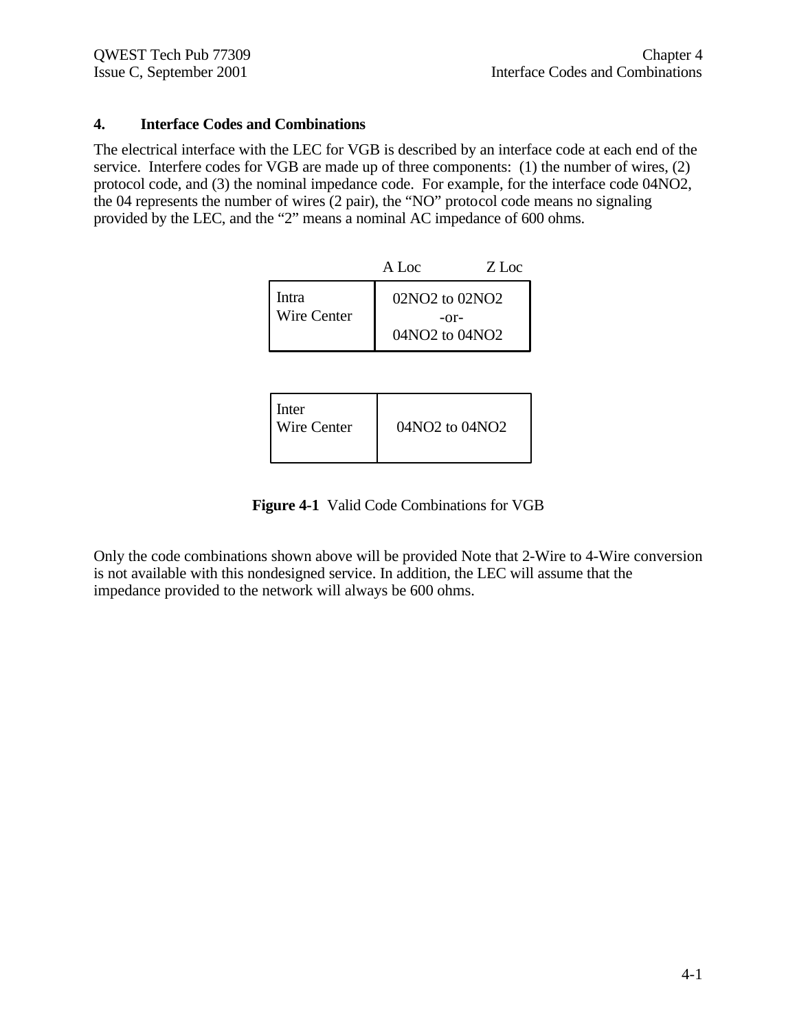# 4. Interface Codes and Combinations

The electrical interface with the LEC for VGB is described by an interface code at each end of the service. Interfere codes for VGB are made up of three components: (1) the number of wires, (2) protocol code, and (3) the nominal impedance code. For example, for the interface code 04NO2, the 04 represents the number of wires (2 pair), the "NO" protocol code means no signaling provided by the LEC, and the "2" means a nominal AC impedance of 600 ohms.

| | A Loc Z Loc |
|---|---|
| Intra Wire Center | 02NO2 to 02NO2 -or- 04NO2 to 04NO2 |

| | |
|---|---|
| Inter Wire Center | 04NO2 to 04NO2 |

**Figure 4-1** Valid Code Combinations for VGB

Only the code combinations shown above will be provided Note that 2-Wire to 4-Wire conversion is not available with this nondesigned service. In addition, the LEC will assume that the impedance provided to the network will always be 600 ohms.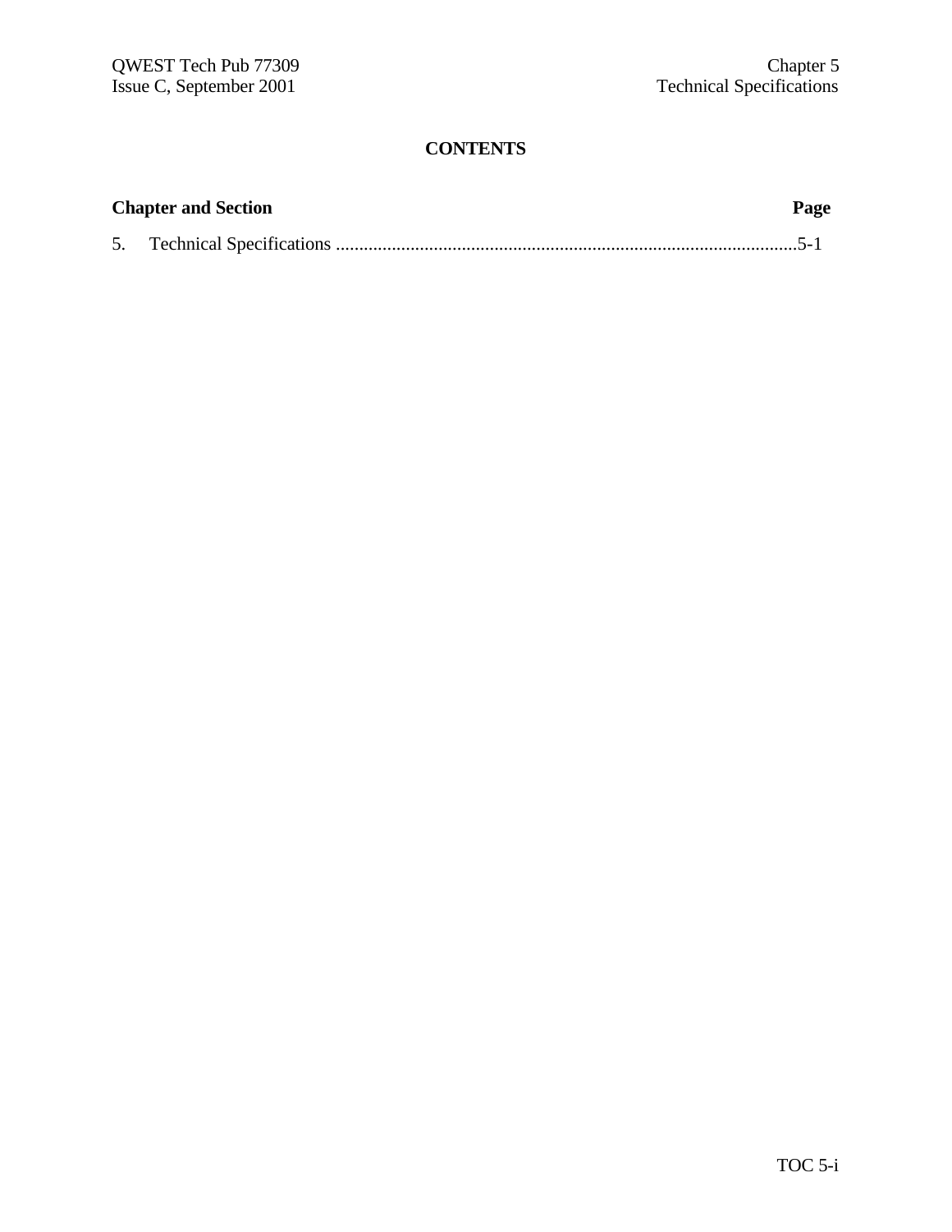# CONTENTS

| Chapter and Section | Page |
|---|---|
| 5. Technical Specifications | 5-1 |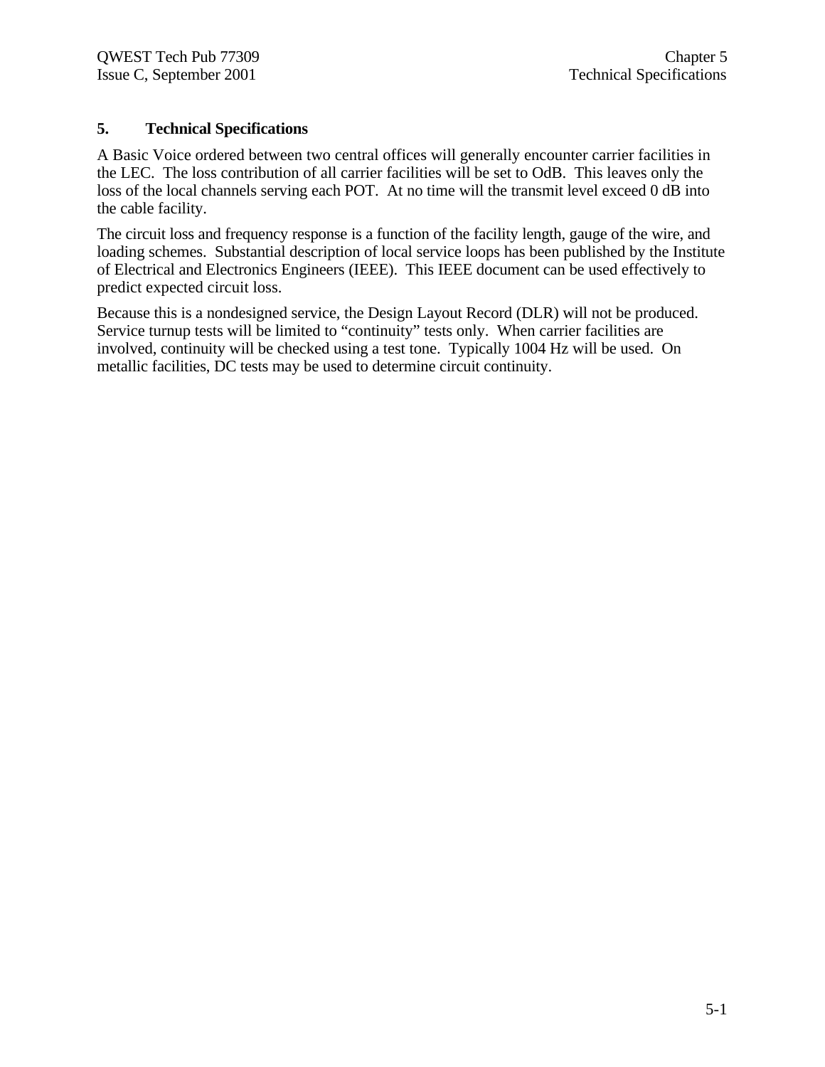## 5. Technical Specifications

A Basic Voice ordered between two central offices will generally encounter carrier facilities in the LEC. The loss contribution of all carrier facilities will be set to OdB. This leaves only the loss of the local channels serving each POT. At no time will the transmit level exceed 0 dB into the cable facility.

The circuit loss and frequency response is a function of the facility length, gauge of the wire, and loading schemes. Substantial description of local service loops has been published by the Institute of Electrical and Electronics Engineers (IEEE). This IEEE document can be used effectively to predict expected circuit loss.

Because this is a nondesigned service, the Design Layout Record (DLR) will not be produced. Service turnup tests will be limited to “continuity” tests only. When carrier facilities are involved, continuity will be checked using a test tone. Typically 1004 Hz will be used. On metallic facilities, DC tests may be used to determine circuit continuity.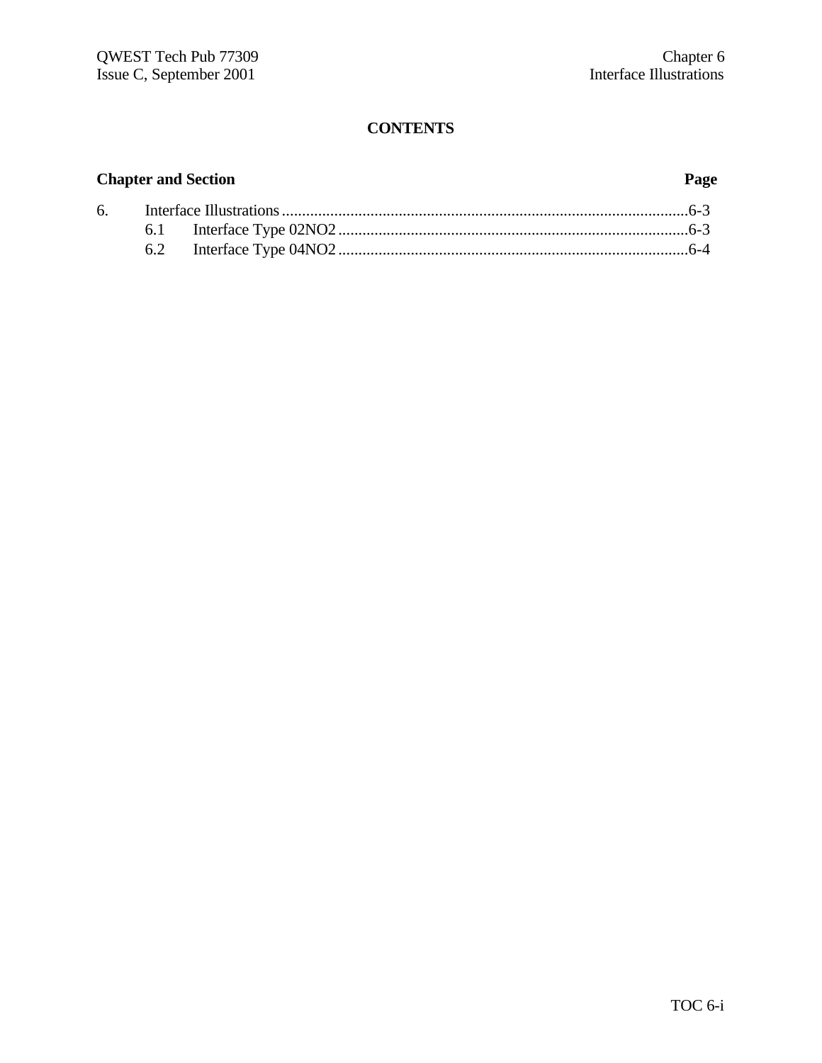# CONTENTS

| Chapter and Section | | Page |
|---|---|---|
| 6. | Interface Illustrations | 6-3 |
| 6.1 | Interface Type 02NO2 | 6-3 |
| 6.2 | Interface Type 04NO2 | 6-4 |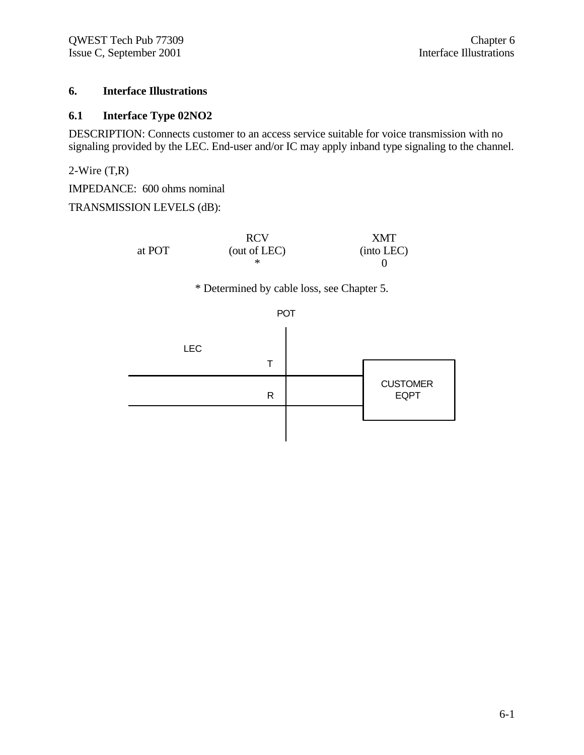# 6. Interface Illustrations

## 6.1 Interface Type 02NO2

DESCRIPTION: Connects customer to an access service suitable for voice transmission with no signaling provided by the LEC. End-user and/or IC may apply inband type signaling to the channel.

2-Wire (T,R)

IMPEDANCE: 600 ohms nominal

TRANSMISSION LEVELS (dB):

| | RCV (out of LEC) | XMT (into LEC) |
|---|---|---|
| at POT | * | 0 |

\* Determined by cable loss, see Chapter 5.

POT

LEC

T

R

CUSTOMER EQPT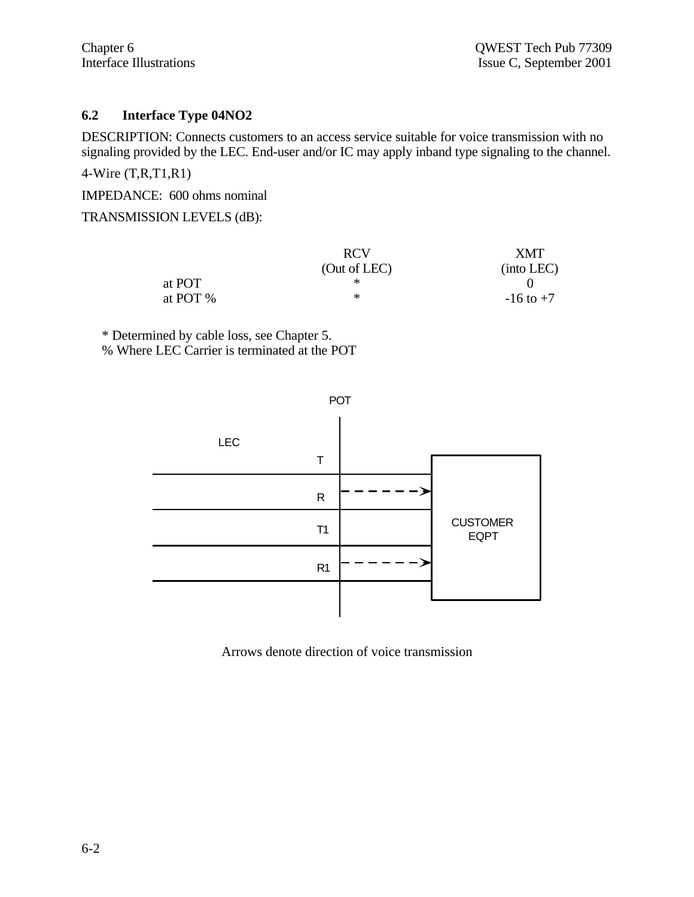## 6.2 Interface Type 04NO2

DESCRIPTION: Connects customers to an access service suitable for voice transmission with no signaling provided by the LEC. End-user and/or IC may apply inband type signaling to the channel.

4-Wire (T,R,T1,R1)

IMPEDANCE: 600 ohms nominal

TRANSMISSION LEVELS (dB):

| | RCV (Out of LEC) | XMT (into LEC) |
|---|---|---|
| at POT | * | 0 |
| at POT % | * | -16 to +7 |

\* Determined by cable loss, see Chapter 5.
% Where LEC Carrier is terminated at the POT

POT

LEC

T

R

T1

R1

CUSTOMER EQPT

Arrows denote direction of voice transmission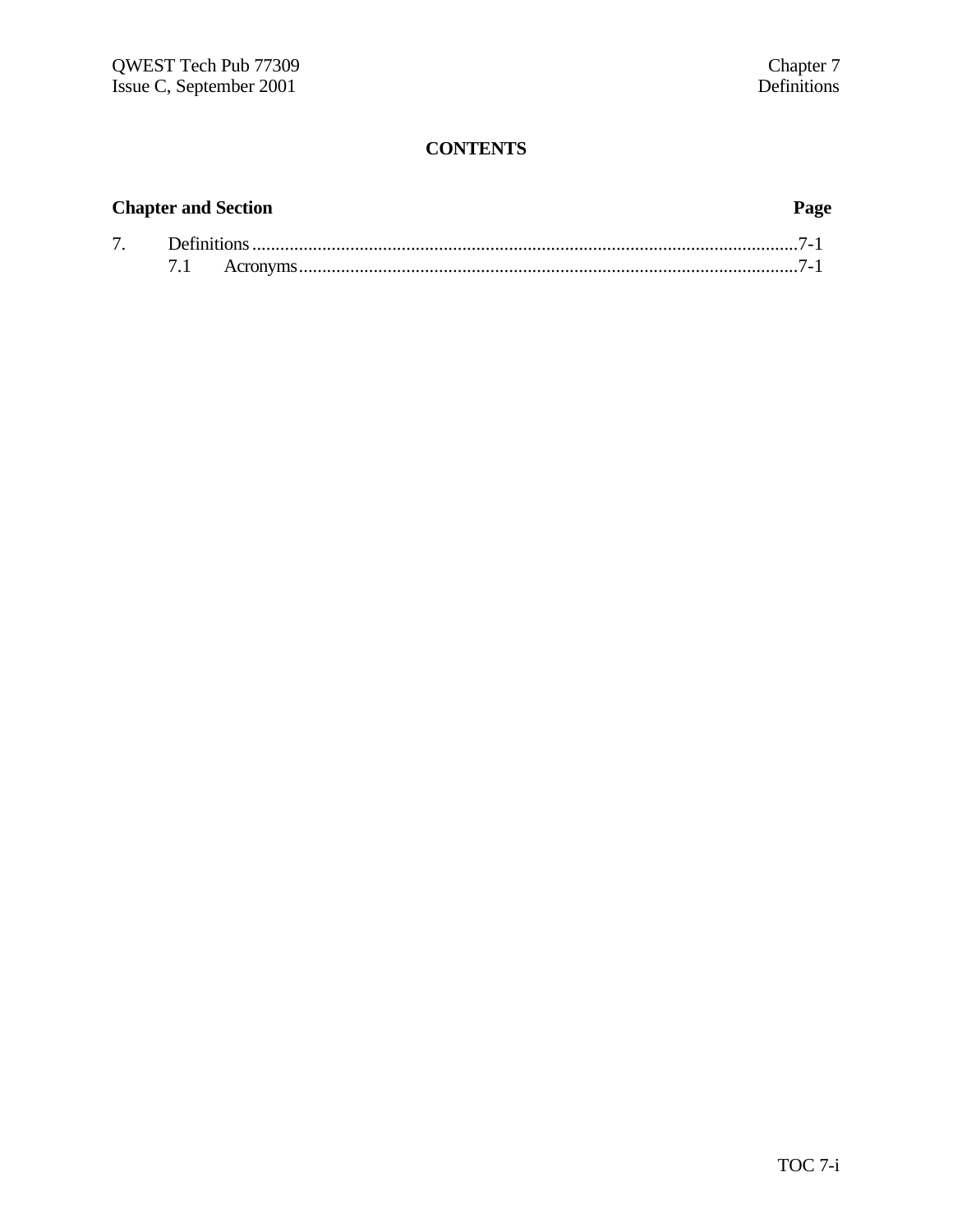# CONTENTS

**Chapter and Section** **Page**

7. Definitions .......................................................................................................... 7-1
   7.1 Acronyms ............................................................................................. 7-1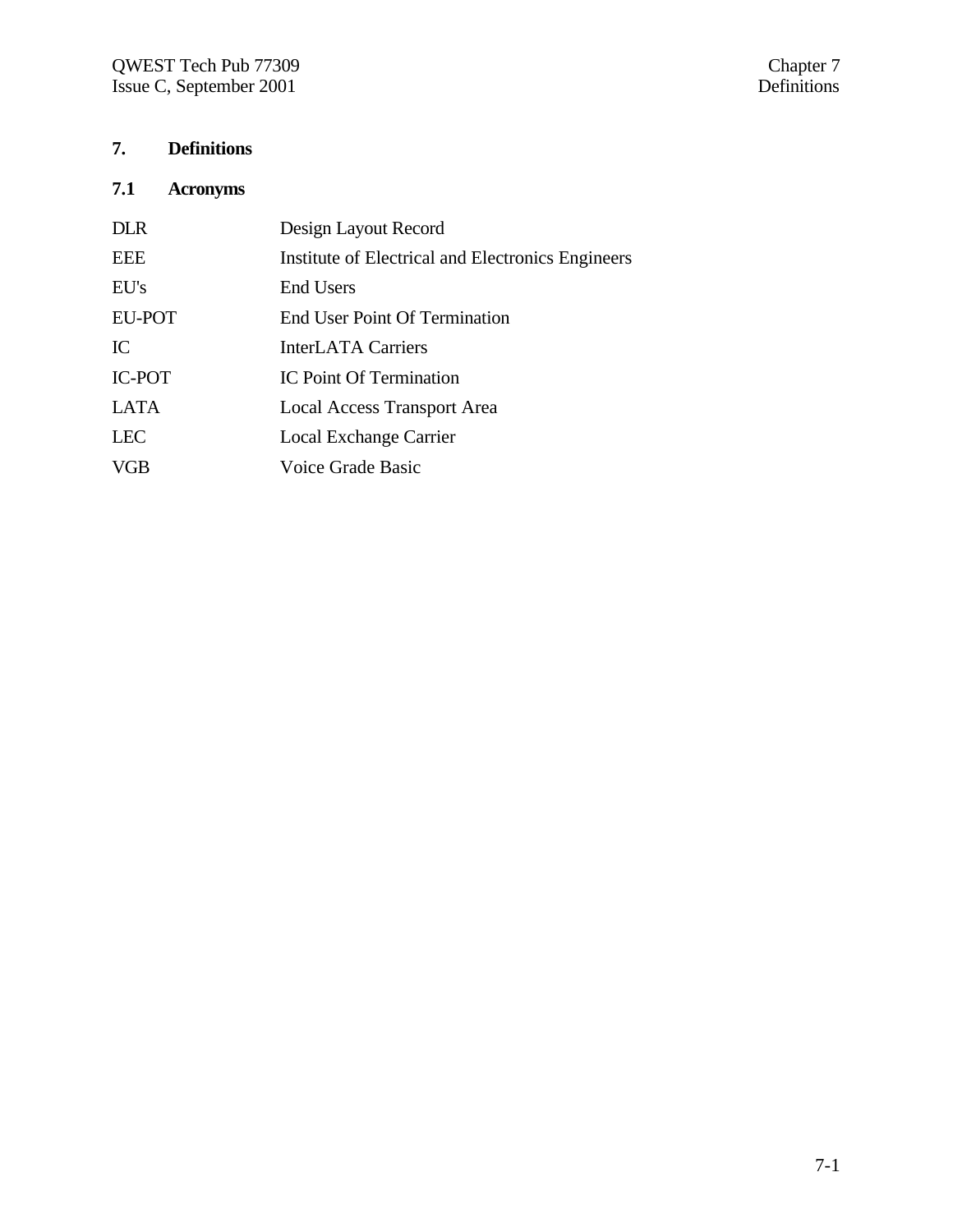# 7. Definitions

## 7.1 Acronyms

| | |
|---|---|
| DLR | Design Layout Record |
| EEE | Institute of Electrical and Electronics Engineers |
| EU's | End Users |
| EU-POT | End User Point Of Termination |
| IC | InterLATA Carriers |
| IC-POT | IC Point Of Termination |
| LATA | Local Access Transport Area |
| LEC | Local Exchange Carrier |
| VGB | Voice Grade Basic |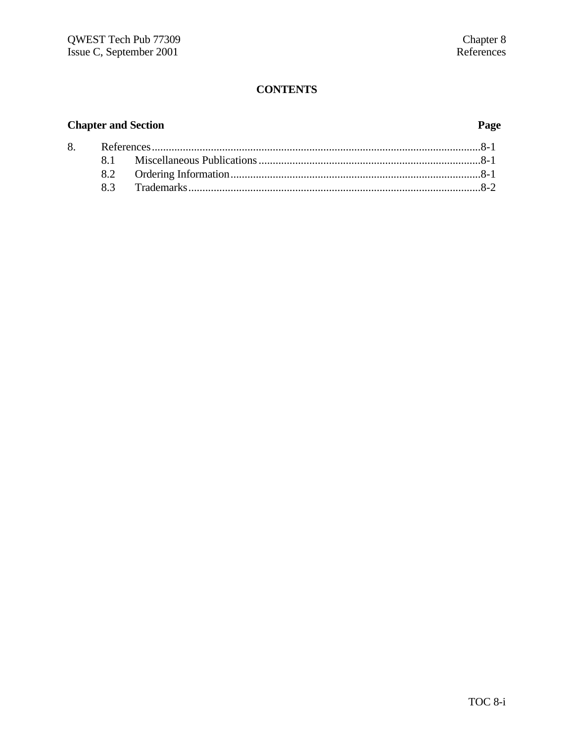# CONTENTS

| Chapter and Section | | Page |
|---|---|---|
| 8. | References | 8-1 |
| 8.1 | Miscellaneous Publications | 8-1 |
| 8.2 | Ordering Information | 8-1 |
| 8.3 | Trademarks | 8-2 |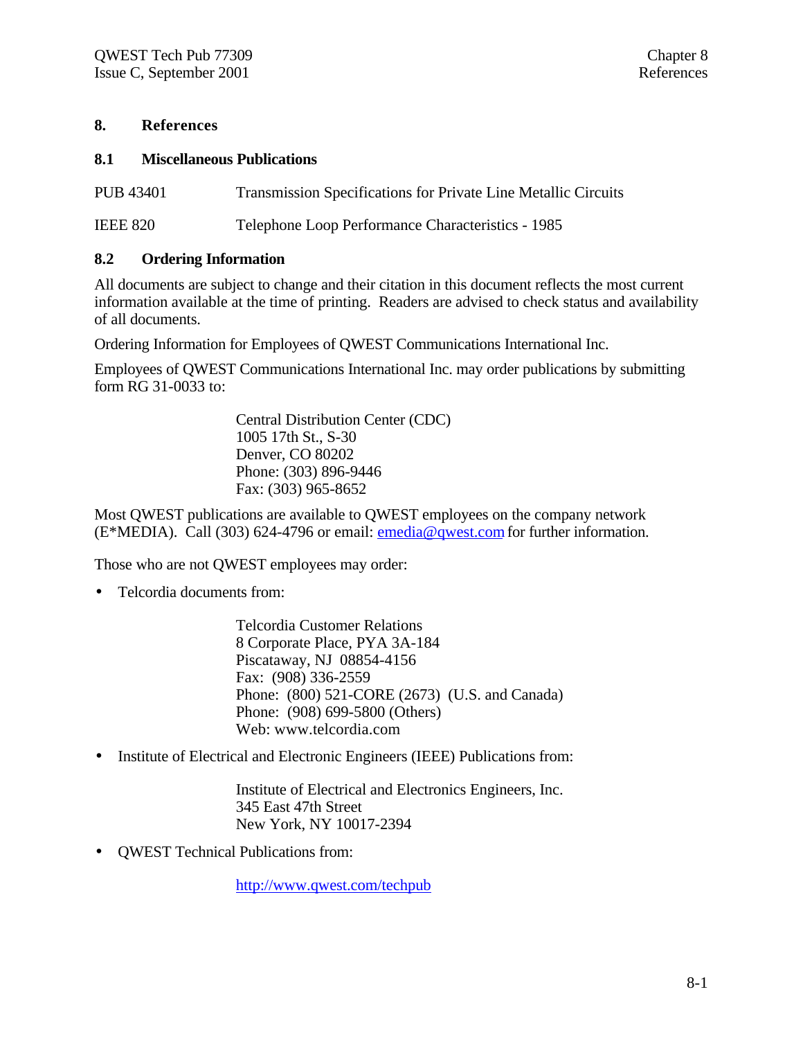# 8. References

## 8.1 Miscellaneous Publications

| | |
|---|---|
| PUB 43401 | Transmission Specifications for Private Line Metallic Circuits |
| IEEE 820 | Telephone Loop Performance Characteristics - 1985 |

## 8.2 Ordering Information

All documents are subject to change and their citation in this document reflects the most current information available at the time of printing. Readers are advised to check status and availability of all documents.

Ordering Information for Employees of QWEST Communications International Inc.

Employees of QWEST Communications International Inc. may order publications by submitting form RG 31-0033 to:

> Central Distribution Center (CDC)
> 1005 17th St., S-30
> Denver, CO 80202
> Phone: (303) 896-9446
> Fax: (303) 965-8652

Most QWEST publications are available to QWEST employees on the company network (E*MEDIA). Call (303) 624-4796 or email: emedia@qwest.com for further information.

Those who are not QWEST employees may order:

- Telcordia documents from:

> Telcordia Customer Relations
> 8 Corporate Place, PYA 3A-184
> Piscataway, NJ 08854-4156
> Fax: (908) 336-2559
> Phone: (800) 521-CORE (2673) (U.S. and Canada)
> Phone: (908) 699-5800 (Others)
> Web: www.telcordia.com

- Institute of Electrical and Electronic Engineers (IEEE) Publications from:

> Institute of Electrical and Electronics Engineers, Inc.
> 345 East 47th Street
> New York, NY 10017-2394

- QWEST Technical Publications from:

> http://www.qwest.com/techpub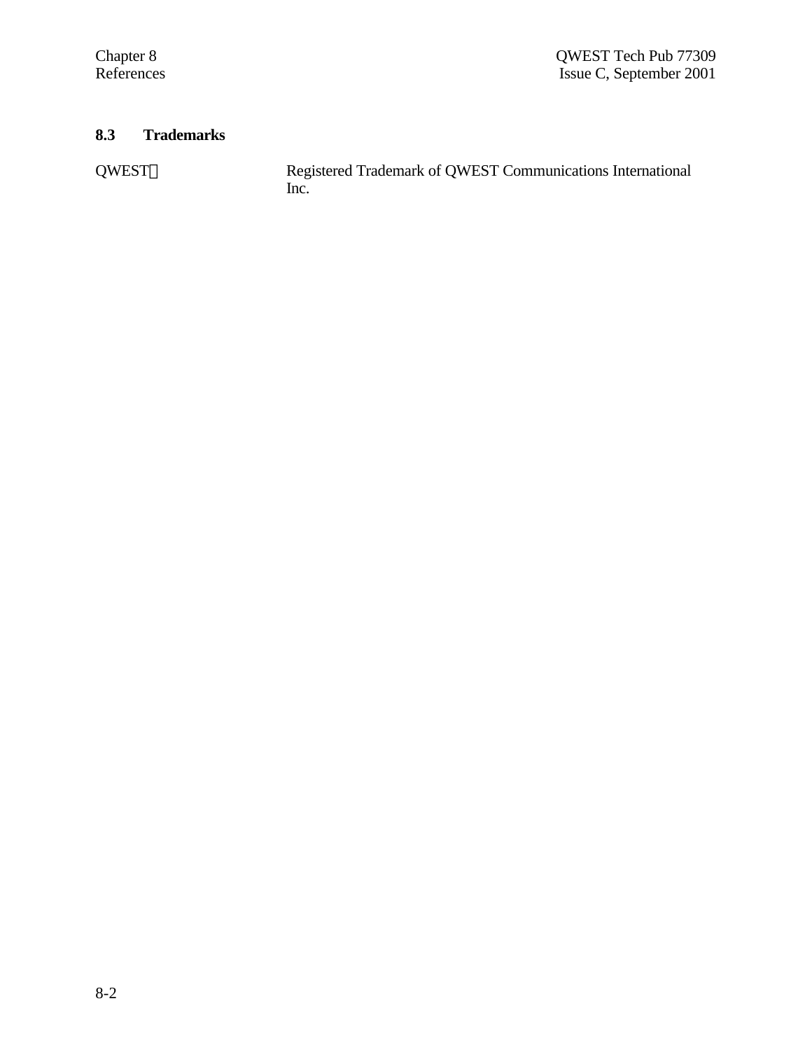## 8.3 Trademarks

| | |
|---|---|
| QWEST® | Registered Trademark of QWEST Communications International Inc. |